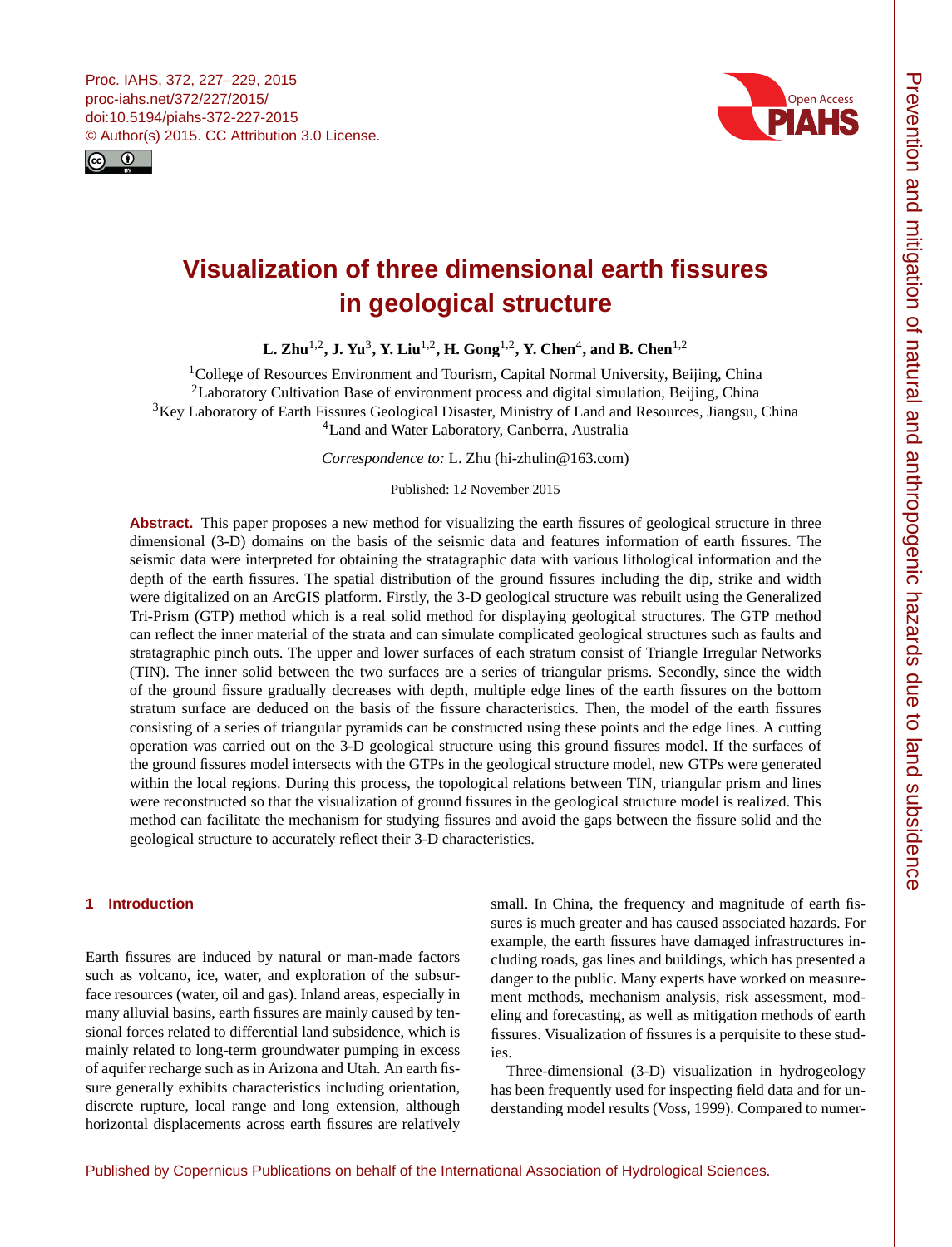# Visualization of three dimensional earth fissures in geological structure

**L. Zhu[1,2], J. Yu[3], Y. Liu[1,2], H. Gong[1,2], Y. Chen[4], and B. Chen[1,2]**

[1]College of Resources Environment and Tourism, Capital Normal University, Beijing, China
[2]Laboratory Cultivation Base of environment process and digital simulation, Beijing, China
[3]Key Laboratory of Earth Fissures Geological Disaster, Ministry of Land and Resources, Jiangsu, China
[4]Land and Water Laboratory, Canberra, Australia

*Correspondence to:* L. Zhu (hi-zhulin@163.com)

Published: 12 November 2015

**Abstract.** This paper proposes a new method for visualizing the earth fissures of geological structure in three dimensional (3-D) domains on the basis of the seismic data and features information of earth fissures. The seismic data were interpreted for obtaining the stratagraphic data with various lithological information and the depth of the earth fissures. The spatial distribution of the ground fissures including the dip, strike and width were digitalized on an ArcGIS platform. Firstly, the 3-D geological structure was rebuilt using the Generalized Tri-Prism (GTP) method which is a real solid method for displaying geological structures. The GTP method can reflect the inner material of the strata and can simulate complicated geological structures such as faults and stratagraphic pinch outs. The upper and lower surfaces of each stratum consist of Triangle Irregular Networks (TIN). The inner solid between the two surfaces are a series of triangular prisms. Secondly, since the width of the ground fissure gradually decreases with depth, multiple edge lines of the earth fissures on the bottom stratum surface are deduced on the basis of the fissure characteristics. Then, the model of the earth fissures consisting of a series of triangular pyramids can be constructed using these points and the edge lines. A cutting operation was carried out on the 3-D geological structure using this ground fissures model. If the surfaces of the ground fissures model intersects with the GTPs in the geological structure model, new GTPs were generated within the local regions. During this process, the topological relations between TIN, triangular prism and lines were reconstructed so that the visualization of ground fissures in the geological structure model is realized. This method can facilitate the mechanism for studying fissures and avoid the gaps between the fissure solid and the geological structure to accurately reflect their 3-D characteristics.

## 1 Introduction

Earth fissures are induced by natural or man-made factors such as volcano, ice, water, and exploration of the subsurface resources (water, oil and gas). Inland areas, especially in many alluvial basins, earth fissures are mainly caused by tensional forces related to differential land subsidence, which is mainly related to long-term groundwater pumping in excess of aquifer recharge such as in Arizona and Utah. An earth fissure generally exhibits characteristics including orientation, discrete rupture, local range and long extension, although horizontal displacements across earth fissures are relatively small. In China, the frequency and magnitude of earth fissures is much greater and has caused associated hazards. For example, the earth fissures have damaged infrastructures including roads, gas lines and buildings, which has presented a danger to the public. Many experts have worked on measurement methods, mechanism analysis, risk assessment, modeling and forecasting, as well as mitigation methods of earth fissures. Visualization of fissures is a perquisite to these studies.

Three-dimensional (3-D) visualization in hydrogeology has been frequently used for inspecting field data and for understanding model results (Voss, 1999). Compared to numer-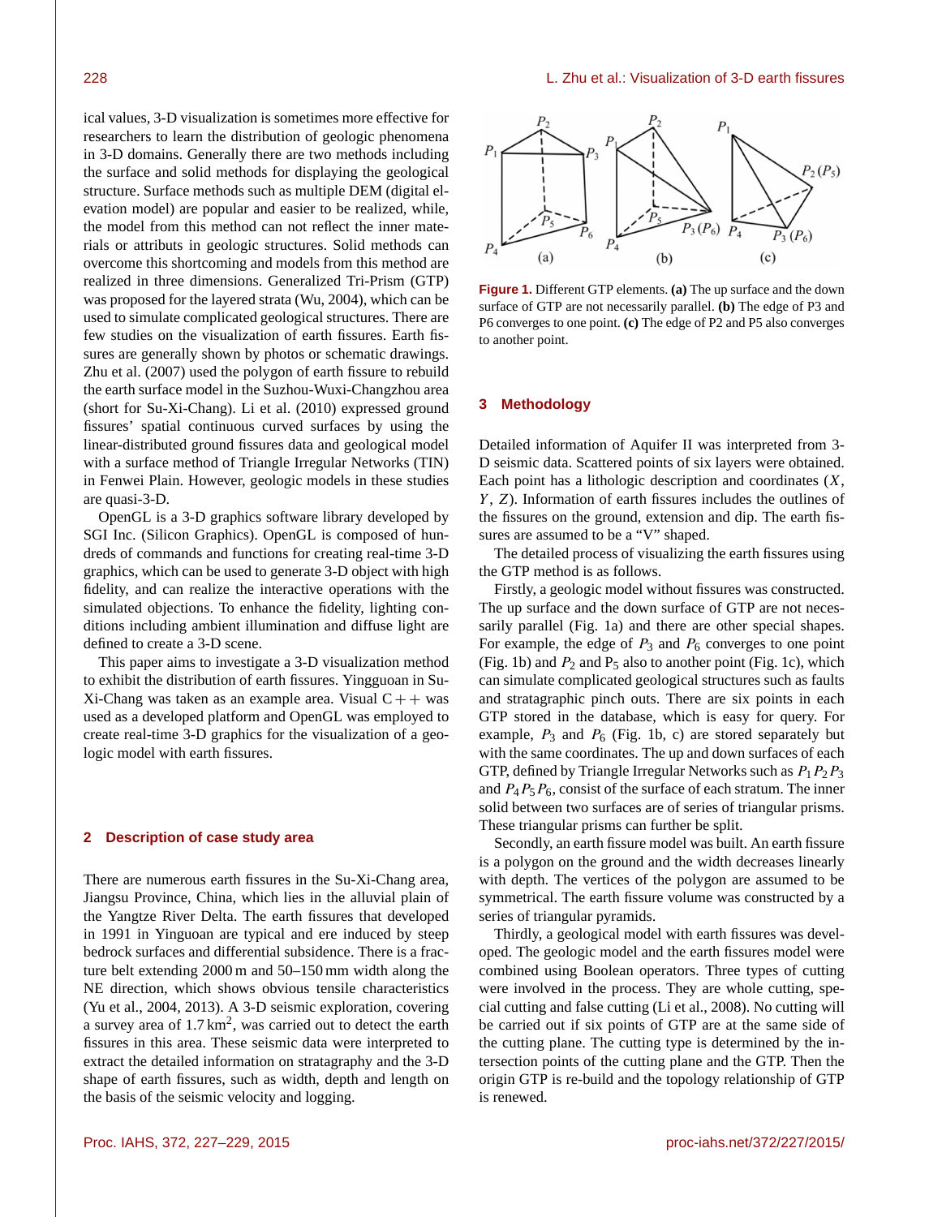ical values, 3-D visualization is sometimes more effective for researchers to learn the distribution of geologic phenomena in 3-D domains. Generally there are two methods including the surface and solid methods for displaying the geological structure. Surface methods such as multiple DEM (digital elevation model) are popular and easier to be realized, while, the model from this method can not reflect the inner materials or attributs in geologic structures. Solid methods can overcome this shortcoming and models from this method are realized in three dimensions. Generalized Tri-Prism (GTP) was proposed for the layered strata (Wu, 2004), which can be used to simulate complicated geological structures. There are few studies on the visualization of earth fissures. Earth fissures are generally shown by photos or schematic drawings. Zhu et al. (2007) used the polygon of earth fissure to rebuild the earth surface model in the Suzhou-Wuxi-Changzhou area (short for Su-Xi-Chang). Li et al. (2010) expressed ground fissures' spatial continuous curved surfaces by using the linear-distributed ground fissures data and geological model with a surface method of Triangle Irregular Networks (TIN) in Fenwei Plain. However, geologic models in these studies are quasi-3-D.

OpenGL is a 3-D graphics software library developed by SGI Inc. (Silicon Graphics). OpenGL is composed of hundreds of commands and functions for creating real-time 3-D graphics, which can be used to generate 3-D object with high fidelity, and can realize the interactive operations with the simulated objections. To enhance the fidelity, lighting conditions including ambient illumination and diffuse light are defined to create a 3-D scene.

This paper aims to investigate a 3-D visualization method to exhibit the distribution of earth fissures. Yingguoan in Su-Xi-Chang was taken as an example area. Visual C++ was used as a developed platform and OpenGL was employed to create real-time 3-D graphics for the visualization of a geologic model with earth fissures.

## 2 Description of case study area

There are numerous earth fissures in the Su-Xi-Chang area, Jiangsu Province, China, which lies in the alluvial plain of the Yangtze River Delta. The earth fissures that developed in 1991 in Yinguoan are typical and ere induced by steep bedrock surfaces and differential subsidence. There is a fracture belt extending 2000 m and 50–150 mm width along the NE direction, which shows obvious tensile characteristics (Yu et al., 2004, 2013). A 3-D seismic exploration, covering a survey area of 1.7 km$^2$, was carried out to detect the earth fissures in this area. These seismic data were interpreted to extract the detailed information on stratagraphy and the 3-D shape of earth fissures, such as width, depth and length on the basis of the seismic velocity and logging.

**Figure 1.** Different GTP elements. **(a)** The up surface and the down surface of GTP are not necessarily parallel. **(b)** The edge of P3 and P6 converges to one point. **(c)** The edge of P2 and P5 also converges to another point.

## 3 Methodology

Detailed information of Aquifer II was interpreted from 3-D seismic data. Scattered points of six layers were obtained. Each point has a lithologic description and coordinates ($X$, $Y$, $Z$). Information of earth fissures includes the outlines of the fissures on the ground, extension and dip. The earth fissures are assumed to be a "V" shaped.

The detailed process of visualizing the earth fissures using the GTP method is as follows.

Firstly, a geologic model without fissures was constructed. The up surface and the down surface of GTP are not necessarily parallel (Fig. 1a) and there are other special shapes. For example, the edge of $P_3$ and $P_6$ converges to one point (Fig. 1b) and $P_2$ and $P_5$ also to another point (Fig. 1c), which can simulate complicated geological structures such as faults and stratagraphic pinch outs. There are six points in each GTP stored in the database, which is easy for query. For example, $P_3$ and $P_6$ (Fig. 1b, c) are stored separately but with the same coordinates. The up and down surfaces of each GTP, defined by Triangle Irregular Networks such as $P_1P_2P_3$ and $P_4P_5P_6$, consist of the surface of each stratum. The inner solid between two surfaces are of series of triangular prisms. These triangular prisms can further be split.

Secondly, an earth fissure model was built. An earth fissure is a polygon on the ground and the width decreases linearly with depth. The vertices of the polygon are assumed to be symmetrical. The earth fissure volume was constructed by a series of triangular pyramids.

Thirdly, a geological model with earth fissures was developed. The geologic model and the earth fissures model were combined using Boolean operators. Three types of cutting were involved in the process. They are whole cutting, special cutting and false cutting (Li et al., 2008). No cutting will be carried out if six points of GTP are at the same side of the cutting plane. The cutting type is determined by the intersection points of the cutting plane and the GTP. Then the origin GTP is re-build and the topology relationship of GTP is renewed.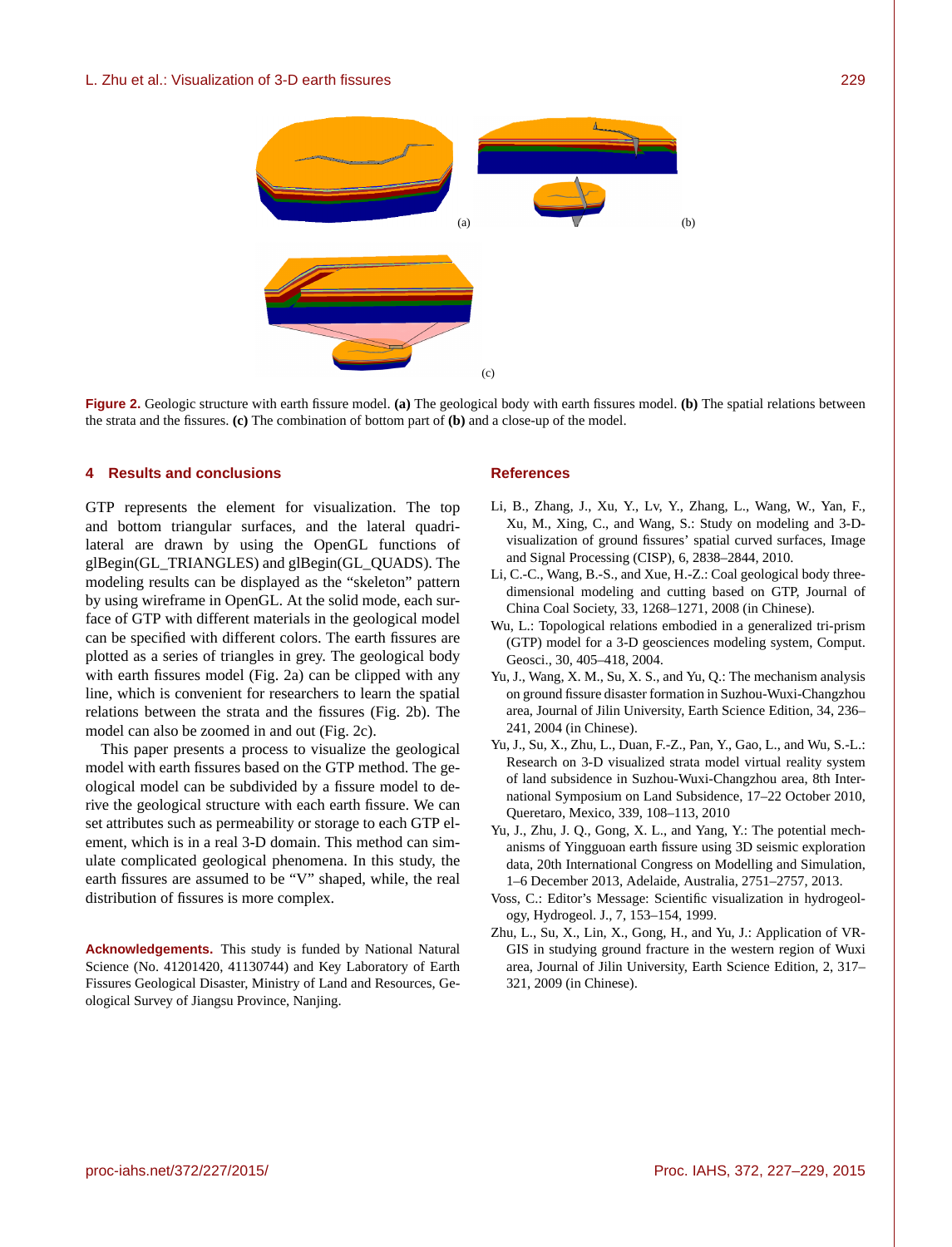(a)

(b)

(c)

**Figure 2.** Geologic structure with earth fissure model. **(a)** The geological body with earth fissures model. **(b)** The spatial relations between the strata and the fissures. **(c)** The combination of bottom part of **(b)** and a close-up of the model.

## 4 Results and conclusions

GTP represents the element for visualization. The top and bottom triangular surfaces, and the lateral quadrilateral are drawn by using the OpenGL functions of glBegin(GL_TRIANGLES) and glBegin(GL_QUADS). The modeling results can be displayed as the "skeleton" pattern by using wireframe in OpenGL. At the solid mode, each surface of GTP with different materials in the geological model can be specified with different colors. The earth fissures are plotted as a series of triangles in grey. The geological body with earth fissures model (Fig. 2a) can be clipped with any line, which is convenient for researchers to learn the spatial relations between the strata and the fissures (Fig. 2b). The model can also be zoomed in and out (Fig. 2c).

This paper presents a process to visualize the geological model with earth fissures based on the GTP method. The geological model can be subdivided by a fissure model to derive the geological structure with each earth fissure. We can set attributes such as permeability or storage to each GTP element, which is in a real 3-D domain. This method can simulate complicated geological phenomena. In this study, the earth fissures are assumed to be "V" shaped, while, the real distribution of fissures is more complex.

**Acknowledgements.** This study is funded by National Natural Science (No. 41201420, 41130744) and Key Laboratory of Earth Fissures Geological Disaster, Ministry of Land and Resources, Geological Survey of Jiangsu Province, Nanjing.

## References

Li, B., Zhang, J., Xu, Y., Lv, Y., Zhang, L., Wang, W., Yan, F., Xu, M., Xing, C., and Wang, S.: Study on modeling and 3-D-visualization of ground fissures' spatial curved surfaces, Image and Signal Processing (CISP), 6, 2838–2844, 2010.

Li, C.-C., Wang, B.-S., and Xue, H.-Z.: Coal geological body three-dimensional modeling and cutting based on GTP, Journal of China Coal Society, 33, 1268–1271, 2008 (in Chinese).

Wu, L.: Topological relations embodied in a generalized tri-prism (GTP) model for a 3-D geosciences modeling system, Comput. Geosci., 30, 405–418, 2004.

Yu, J., Wang, X. M., Su, X. S., and Yu, Q.: The mechanism analysis on ground fissure disaster formation in Suzhou-Wuxi-Changzhou area, Journal of Jilin University, Earth Science Edition, 34, 236–241, 2004 (in Chinese).

Yu, J., Su, X., Zhu, L., Duan, F.-Z., Pan, Y., Gao, L., and Wu, S.-L.: Research on 3-D visualized strata model virtual reality system of land subsidence in Suzhou-Wuxi-Changzhou area, 8th International Symposium on Land Subsidence, 17–22 October 2010, Queretaro, Mexico, 339, 108–113, 2010

Yu, J., Zhu, J. Q., Gong, X. L., and Yang, Y.: The potential mechanisms of Yingguoan earth fissure using 3D seismic exploration data, 20th International Congress on Modelling and Simulation, 1–6 December 2013, Adelaide, Australia, 2751–2757, 2013.

Voss, C.: Editor's Message: Scientific visualization in hydrogeology, Hydrogeol. J., 7, 153–154, 1999.

Zhu, L., Su, X., Lin, X., Gong, H., and Yu, J.: Application of VR-GIS in studying ground fracture in the western region of Wuxi area, Journal of Jilin University, Earth Science Edition, 2, 317–321, 2009 (in Chinese).